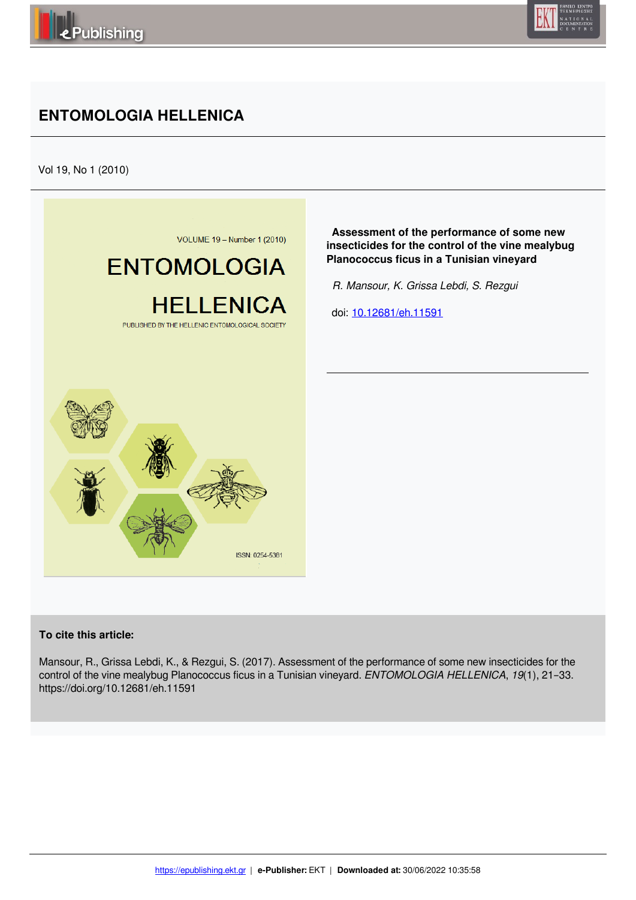# ENTOMOLOGIA HELLENICA

Vol 19, No 1 (2010)

**Assessment of the performance of some new insecticides for the control of the vine mealybug Planococcus ficus in a Tunisian vineyard**

*R. Mansour, K. Grissa Lebdi, S. Rezgui*

doi: 10.12681/eh.11591

**To cite this article:**

Mansour, R., Grissa Lebdi, K., & Rezgui, S. (2017). Assessment of the performance of some new insecticides for the control of the vine mealybug Planococcus ficus in a Tunisian vineyard. *ENTOMOLOGIA HELLENICA*, *19*(1), 21–33. https://doi.org/10.12681/eh.11591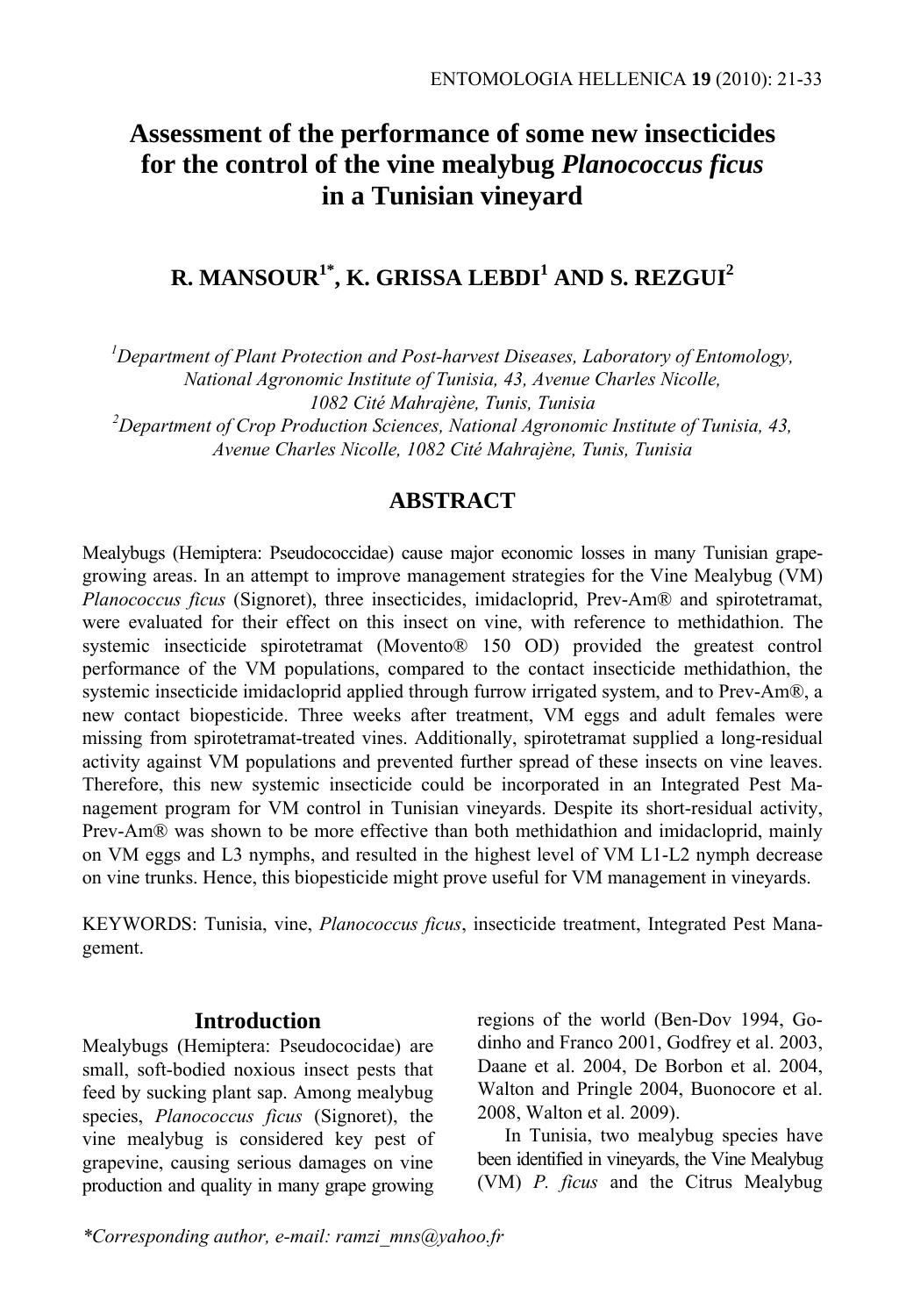# Assessment of the performance of some new insecticides for the control of the vine mealybug *Planococcus ficus* in a Tunisian vineyard

**R. MANSOUR[1*], K. GRISSA LEBDI[1] AND S. REZGUI[2]**

*[1]Department of Plant Protection and Post-harvest Diseases, Laboratory of Entomology, National Agronomic Institute of Tunisia, 43, Avenue Charles Nicolle, 1082 Cité Mahrajène, Tunis, Tunisia*
*[2]Department of Crop Production Sciences, National Agronomic Institute of Tunisia, 43, Avenue Charles Nicolle, 1082 Cité Mahrajène, Tunis, Tunisia*

## ABSTRACT

Mealybugs (Hemiptera: Pseudococcidae) cause major economic losses in many Tunisian grape-growing areas. In an attempt to improve management strategies for the Vine Mealybug (VM) *Planococcus ficus* (Signoret), three insecticides, imidacloprid, Prev-Am® and spirotetramat, were evaluated for their effect on this insect on vine, with reference to methidathion. The systemic insecticide spirotetramat (Movento® 150 OD) provided the greatest control performance of the VM populations, compared to the contact insecticide methidathion, the systemic insecticide imidacloprid applied through furrow irrigated system, and to Prev-Am®, a new contact biopesticide. Three weeks after treatment, VM eggs and adult females were missing from spirotetramat-treated vines. Additionally, spirotetramat supplied a long-residual activity against VM populations and prevented further spread of these insects on vine leaves. Therefore, this new systemic insecticide could be incorporated in an Integrated Pest Management program for VM control in Tunisian vineyards. Despite its short-residual activity, Prev-Am® was shown to be more effective than both methidathion and imidacloprid, mainly on VM eggs and L3 nymphs, and resulted in the highest level of VM L1-L2 nymph decrease on vine trunks. Hence, this biopesticide might prove useful for VM management in vineyards.

KEYWORDS: Tunisia, vine, *Planococcus ficus*, insecticide treatment, Integrated Pest Management.

## Introduction

Mealybugs (Hemiptera: Pseudococidae) are small, soft-bodied noxious insect pests that feed by sucking plant sap. Among mealybug species, *Planococcus ficus* (Signoret), the vine mealybug is considered key pest of grapevine, causing serious damages on vine production and quality in many grape growing regions of the world (Ben-Dov 1994, Godinho and Franco 2001, Godfrey et al. 2003, Daane et al. 2004, De Borbon et al. 2004, Walton and Pringle 2004, Buonocore et al. 2008, Walton et al. 2009).

In Tunisia, two mealybug species have been identified in vineyards, the Vine Mealybug (VM) *P. ficus* and the Citrus Mealybug

*Corresponding author, e-mail: ramzi_mns@yahoo.fr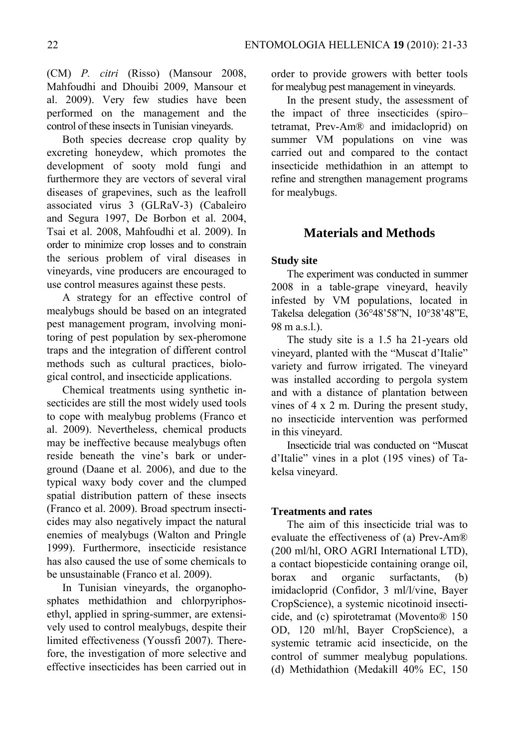(CM) *P. citri* (Risso) (Mansour 2008, Mahfoudhi and Dhouibi 2009, Mansour et al. 2009). Very few studies have been performed on the management and the control of these insects in Tunisian vineyards.

Both species decrease crop quality by excreting honeydew, which promotes the development of sooty mold fungi and furthermore they are vectors of several viral diseases of grapevines, such as the leafroll associated virus 3 (GLRaV-3) (Cabaleiro and Segura 1997, De Borbon et al. 2004, Tsai et al. 2008, Mahfoudhi et al. 2009). In order to minimize crop losses and to constrain the serious problem of viral diseases in vineyards, vine producers are encouraged to use control measures against these pests.

A strategy for an effective control of mealybugs should be based on an integrated pest management program, involving monitoring of pest population by sex-pheromone traps and the integration of different control methods such as cultural practices, biological control, and insecticide applications.

Chemical treatments using synthetic insecticides are still the most widely used tools to cope with mealybug problems (Franco et al. 2009). Nevertheless, chemical products may be ineffective because mealybugs often reside beneath the vine's bark or underground (Daane et al. 2006), and due to the typical waxy body cover and the clumped spatial distribution pattern of these insects (Franco et al. 2009). Broad spectrum insecticides may also negatively impact the natural enemies of mealybugs (Walton and Pringle 1999). Furthermore, insecticide resistance has also caused the use of some chemicals to be unsustainable (Franco et al. 2009).

In Tunisian vineyards, the organophosphates methidathion and chlorpyriphos-ethyl, applied in spring-summer, are extensively used to control mealybugs, despite their limited effectiveness (Youssfi 2007). Therefore, the investigation of more selective and effective insecticides has been carried out in order to provide growers with better tools for mealybug pest management in vineyards.

In the present study, the assessment of the impact of three insecticides (spiro–tetramat, Prev-Am® and imidacloprid) on summer VM populations on vine was carried out and compared to the contact insecticide methidathion in an attempt to refine and strengthen management programs for mealybugs.

## Materials and Methods

### Study site

The experiment was conducted in summer 2008 in a table-grape vineyard, heavily infested by VM populations, located in Takelsa delegation (36°48'58"N, 10°38'48"E, 98 m a.s.l.).

The study site is a 1.5 ha 21-years old vineyard, planted with the "Muscat d'Italie" variety and furrow irrigated. The vineyard was installed according to pergola system and with a distance of plantation between vines of 4 x 2 m. During the present study, no insecticide intervention was performed in this vineyard.

Insecticide trial was conducted on "Muscat d'Italie" vines in a plot (195 vines) of Takelsa vineyard.

### Treatments and rates

The aim of this insecticide trial was to evaluate the effectiveness of (a) Prev-Am® (200 ml/hl, ORO AGRI International LTD), a contact biopesticide containing orange oil, borax and organic surfactants, (b) imidacloprid (Confidor, 3 ml/l/vine, Bayer CropScience), a systemic nicotinoid insecticide, and (c) spirotetramat (Movento® 150 OD, 120 ml/hl, Bayer CropScience), a systemic tetramic acid insecticide, on the control of summer mealybug populations. (d) Methidathion (Medakill 40% EC, 150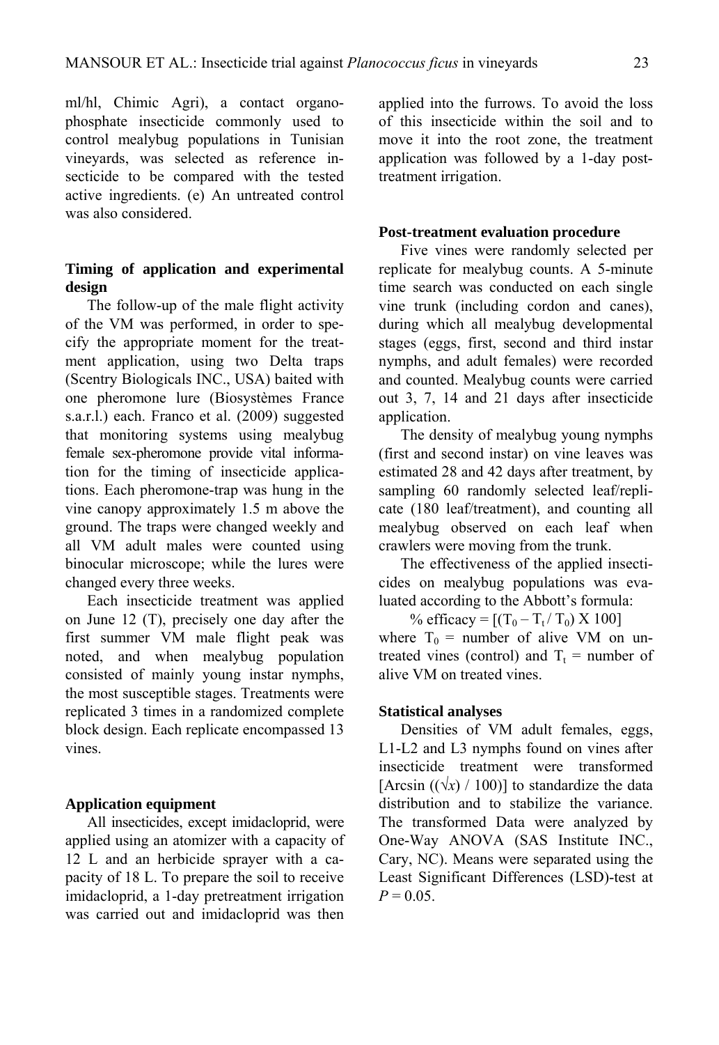ml/hl, Chimic Agri), a contact organophosphate insecticide commonly used to control mealybug populations in Tunisian vineyards, was selected as reference insecticide to be compared with the tested active ingredients. (e) An untreated control was also considered.

### Timing of application and experimental design

The follow-up of the male flight activity of the VM was performed, in order to specify the appropriate moment for the treatment application, using two Delta traps (Scentry Biologicals INC., USA) baited with one pheromone lure (Biosystèmes France s.a.r.l.) each. Franco et al. (2009) suggested that monitoring systems using mealybug female sex-pheromone provide vital information for the timing of insecticide applications. Each pheromone-trap was hung in the vine canopy approximately 1.5 m above the ground. The traps were changed weekly and all VM adult males were counted using binocular microscope; while the lures were changed every three weeks.

Each insecticide treatment was applied on June 12 (T), precisely one day after the first summer VM male flight peak was noted, and when mealybug population consisted of mainly young instar nymphs, the most susceptible stages. Treatments were replicated 3 times in a randomized complete block design. Each replicate encompassed 13 vines.

### Application equipment

All insecticides, except imidacloprid, were applied using an atomizer with a capacity of 12 L and an herbicide sprayer with a capacity of 18 L. To prepare the soil to receive imidacloprid, a 1-day pretreatment irrigation was carried out and imidacloprid was then applied into the furrows. To avoid the loss of this insecticide within the soil and to move it into the root zone, the treatment application was followed by a 1-day post-treatment irrigation.

### Post-treatment evaluation procedure

Five vines were randomly selected per replicate for mealybug counts. A 5-minute time search was conducted on each single vine trunk (including cordon and canes), during which all mealybug developmental stages (eggs, first, second and third instar nymphs, and adult females) were recorded and counted. Mealybug counts were carried out 3, 7, 14 and 21 days after insecticide application.

The density of mealybug young nymphs (first and second instar) on vine leaves was estimated 28 and 42 days after treatment, by sampling 60 randomly selected leaf/replicate (180 leaf/treatment), and counting all mealybug observed on each leaf when crawlers were moving from the trunk.

The effectiveness of the applied insecticides on mealybug populations was evaluated according to the Abbott's formula:

$$\% \text{ efficacy} = [(T_0 - T_t / T_0) \text{ X } 100]$$

where $T_0$ = number of alive VM on untreated vines (control) and $T_t$ = number of alive VM on treated vines.

### Statistical analyses

Densities of VM adult females, eggs, L1-L2 and L3 nymphs found on vines after insecticide treatment were transformed [Arcsin $((\sqrt{x}) / 100)$] to standardize the data distribution and to stabilize the variance. The transformed Data were analyzed by One-Way ANOVA (SAS Institute INC., Cary, NC). Means were separated using the Least Significant Differences (LSD)-test at $P = 0.05$.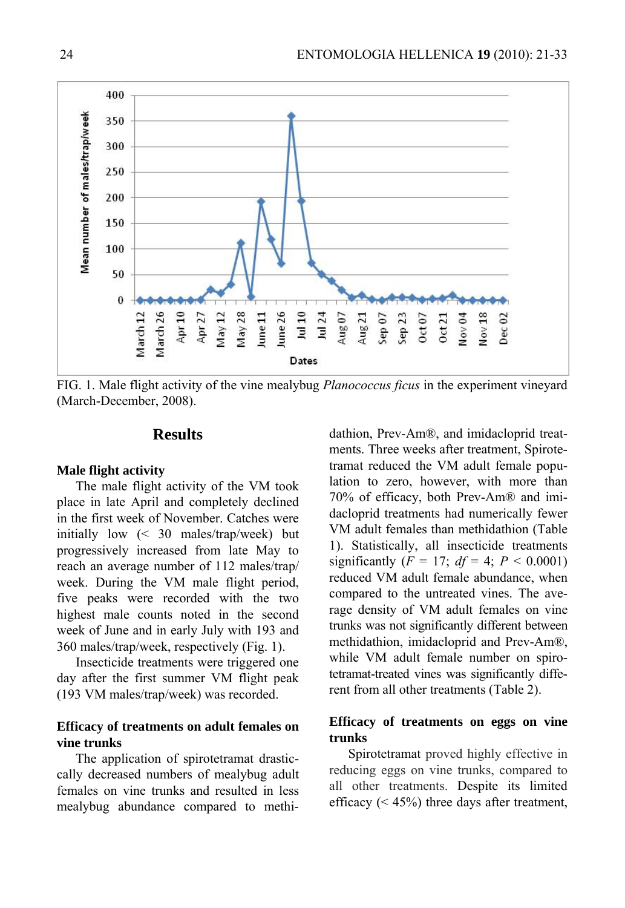FIG. 1. Male flight activity of the vine mealybug *Planococcus ficus* in the experiment vineyard (March-December, 2008).

## Results

### Male flight activity

The male flight activity of the VM took place in late April and completely declined in the first week of November. Catches were initially low (< 30 males/trap/week) but progressively increased from late May to reach an average number of 112 males/trap/week. During the VM male flight period, five peaks were recorded with the two highest male counts noted in the second week of June and in early July with 193 and 360 males/trap/week, respectively (Fig. 1).

Insecticide treatments were triggered one day after the first summer VM flight peak (193 VM males/trap/week) was recorded.

### Efficacy of treatments on adult females on vine trunks

The application of spirotetramat drasticcally decreased numbers of mealybug adult females on vine trunks and resulted in less mealybug abundance compared to methidathion, Prev-Am®, and imidacloprid treatments. Three weeks after treatment, Spirotetramat reduced the VM adult female population to zero, however, with more than 70% of efficacy, both Prev-Am® and imidacloprid treatments had numerically fewer VM adult females than methidathion (Table 1). Statistically, all insecticide treatments significantly ($F$ = 17; $df$ = 4; $P$ < 0.0001) reduced VM adult female abundance, when compared to the untreated vines. The average density of VM adult females on vine trunks was not significantly different between methidathion, imidacloprid and Prev-Am®, while VM adult female number on spirotetramat-treated vines was significantly different from all other treatments (Table 2).

### Efficacy of treatments on eggs on vine trunks

Spirotetramat proved highly effective in reducing eggs on vine trunks, compared to all other treatments. Despite its limited efficacy (< 45%) three days after treatment,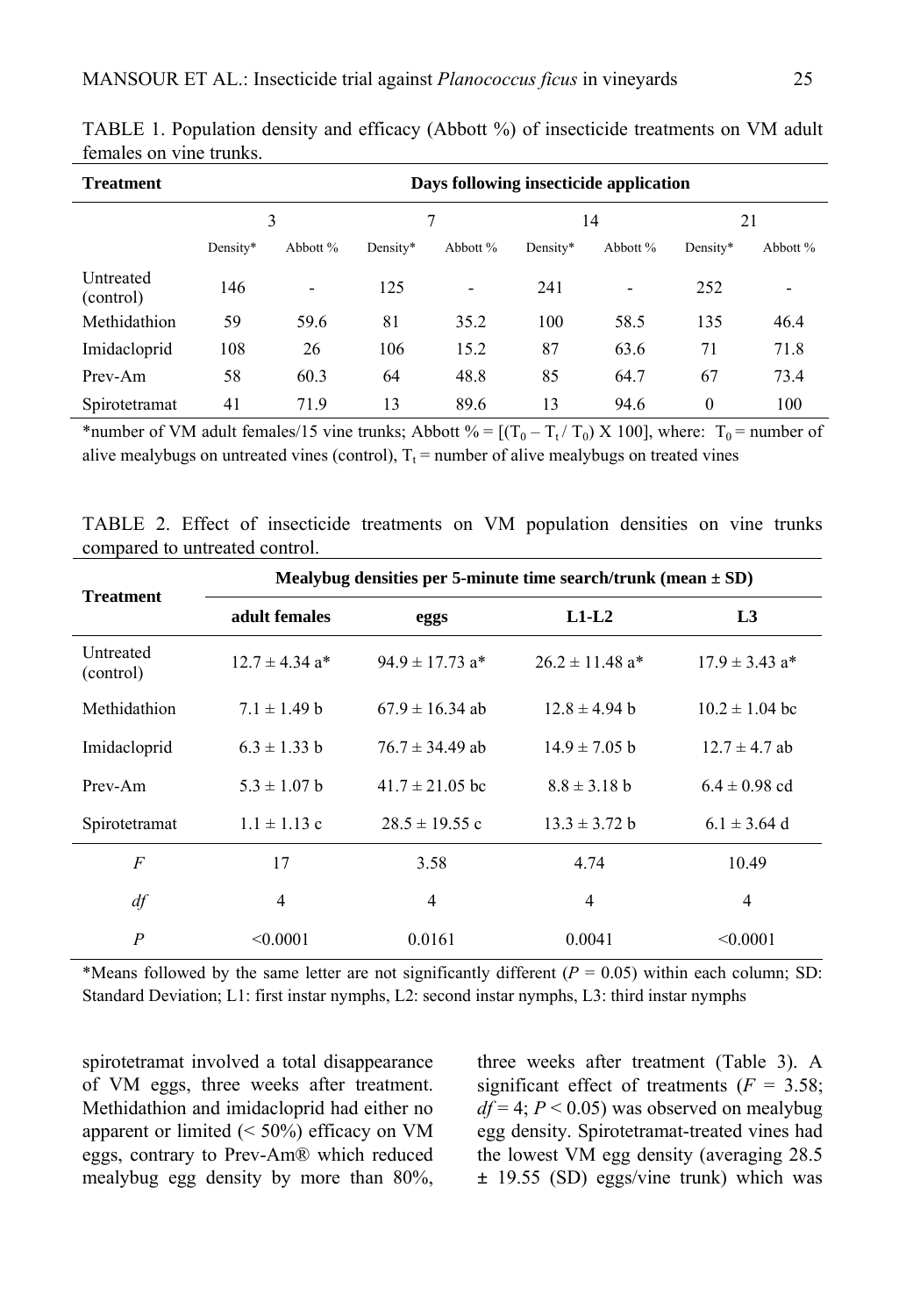TABLE 1. Population density and efficacy (Abbott %) of insecticide treatments on VM adult females on vine trunks.

| Treatment | Days following insecticide application | | | | | | | |
|---|---|---|---|---|---|---|---|---|
| | 3 | | 7 | | 14 | | 21 | |
| | Density* | Abbott % | Density* | Abbott % | Density* | Abbott % | Density* | Abbott % |
| Untreated (control) | 146 | - | 125 | - | 241 | - | 252 | - |
| Methidathion | 59 | 59.6 | 81 | 35.2 | 100 | 58.5 | 135 | 46.4 |
| Imidacloprid | 108 | 26 | 106 | 15.2 | 87 | 63.6 | 71 | 71.8 |
| Prev-Am | 58 | 60.3 | 64 | 48.8 | 85 | 64.7 | 67 | 73.4 |
| Spirotetramat | 41 | 71.9 | 13 | 89.6 | 13 | 94.6 | 0 | 100 |

*number of VM adult females/15 vine trunks; Abbott % = $[(T_0 - T_t / T_0) X 100]$, where: $T_0$ = number of alive mealybugs on untreated vines (control), $T_t$ = number of alive mealybugs on treated vines

TABLE 2. Effect of insecticide treatments on VM population densities on vine trunks compared to untreated control.

| Treatment | Mealybug densities per 5-minute time search/trunk (mean ± SD) | | | |
|---|---|---|---|---|
| | **adult females** | **eggs** | **L1-L2** | **L3** |
| Untreated (control) | 12.7 ± 4.34 a* | 94.9 ± 17.73 a* | 26.2 ± 11.48 a* | 17.9 ± 3.43 a* |
| Methidathion | 7.1 ± 1.49 b | 67.9 ± 16.34 ab | 12.8 ± 4.94 b | 10.2 ± 1.04 bc |
| Imidacloprid | 6.3 ± 1.33 b | 76.7 ± 34.49 ab | 14.9 ± 7.05 b | 12.7 ± 4.7 ab |
| Prev-Am | 5.3 ± 1.07 b | 41.7 ± 21.05 bc | 8.8 ± 3.18 b | 6.4 ± 0.98 cd |
| Spirotetramat | 1.1 ± 1.13 c | 28.5 ± 19.55 c | 13.3 ± 3.72 b | 6.1 ± 3.64 d |
| *F* | 17 | 3.58 | 4.74 | 10.49 |
| *df* | 4 | 4 | 4 | 4 |
| *P* | <0.0001 | 0.0161 | 0.0041 | <0.0001 |

*Means followed by the same letter are not significantly different ($P$ = 0.05) within each column; SD: Standard Deviation; L1: first instar nymphs, L2: second instar nymphs, L3: third instar nymphs

spirotetramat involved a total disappearance of VM eggs, three weeks after treatment. Methidathion and imidacloprid had either no apparent or limited (< 50%) efficacy on VM eggs, contrary to Prev-Am® which reduced mealybug egg density by more than 80%, three weeks after treatment (Table 3). A significant effect of treatments ($F$ = 3.58; $df$ = 4; $P$ < 0.05) was observed on mealybug egg density. Spirotetramat-treated vines had the lowest VM egg density (averaging 28.5 ± 19.55 (SD) eggs/vine trunk) which was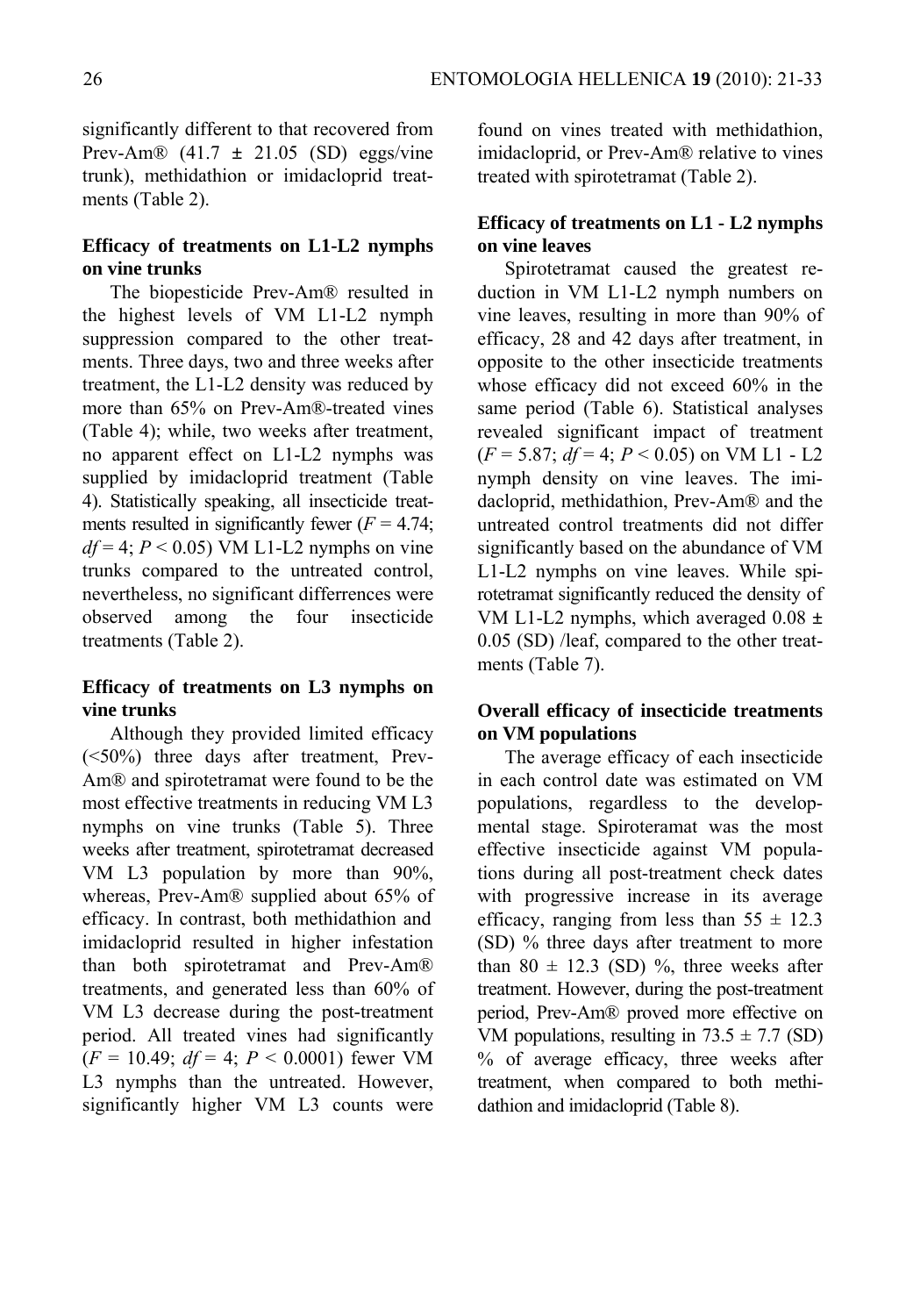significantly different to that recovered from Prev-Am® (41.7 ± 21.05 (SD) eggs/vine trunk), methidathion or imidacloprid treatments (Table 2).

### Efficacy of treatments on L1-L2 nymphs on vine trunks

The biopesticide Prev-Am® resulted in the highest levels of VM L1-L2 nymph suppression compared to the other treatments. Three days, two and three weeks after treatment, the L1-L2 density was reduced by more than 65% on Prev-Am®-treated vines (Table 4); while, two weeks after treatment, no apparent effect on L1-L2 nymphs was supplied by imidacloprid treatment (Table 4). Statistically speaking, all insecticide treatments resulted in significantly fewer ($F = 4.74$; $df = 4$; $P < 0.05$) VM L1-L2 nymphs on vine trunks compared to the untreated control, nevertheless, no significant differrences were observed among the four insecticide treatments (Table 2).

### Efficacy of treatments on L3 nymphs on vine trunks

Although they provided limited efficacy (<50%) three days after treatment, Prev-Am® and spirotetramat were found to be the most effective treatments in reducing VM L3 nymphs on vine trunks (Table 5). Three weeks after treatment, spirotetramat decreased VM L3 population by more than 90%, whereas, Prev-Am® supplied about 65% of efficacy. In contrast, both methidathion and imidacloprid resulted in higher infestation than both spirotetramat and Prev-Am® treatments, and generated less than 60% of VM L3 decrease during the post-treatment period. All treated vines had significantly ($F = 10.49$; $df = 4$; $P < 0.0001$) fewer VM L3 nymphs than the untreated. However, significantly higher VM L3 counts were found on vines treated with methidathion, imidacloprid, or Prev-Am® relative to vines treated with spirotetramat (Table 2).

### Efficacy of treatments on L1 - L2 nymphs on vine leaves

Spirotetramat caused the greatest reduction in VM L1-L2 nymph numbers on vine leaves, resulting in more than 90% of efficacy, 28 and 42 days after treatment, in opposite to the other insecticide treatments whose efficacy did not exceed 60% in the same period (Table 6). Statistical analyses revealed significant impact of treatment ($F = 5.87$; $df = 4$; $P < 0.05$) on VM L1 - L2 nymph density on vine leaves. The imidacloprid, methidathion, Prev-Am® and the untreated control treatments did not differ significantly based on the abundance of VM L1-L2 nymphs on vine leaves. While spirotetramat significantly reduced the density of VM L1-L2 nymphs, which averaged 0.08 ± 0.05 (SD) /leaf, compared to the other treatments (Table 7).

### Overall efficacy of insecticide treatments on VM populations

The average efficacy of each insecticide in each control date was estimated on VM populations, regardless to the developmental stage. Spiroteramat was the most effective insecticide against VM populations during all post-treatment check dates with progressive increase in its average efficacy, ranging from less than 55 ± 12.3 (SD) % three days after treatment to more than 80 ± 12.3 (SD) %, three weeks after treatment. However, during the post-treatment period, Prev-Am® proved more effective on VM populations, resulting in 73.5 ± 7.7 (SD) % of average efficacy, three weeks after treatment, when compared to both methidathion and imidacloprid (Table 8).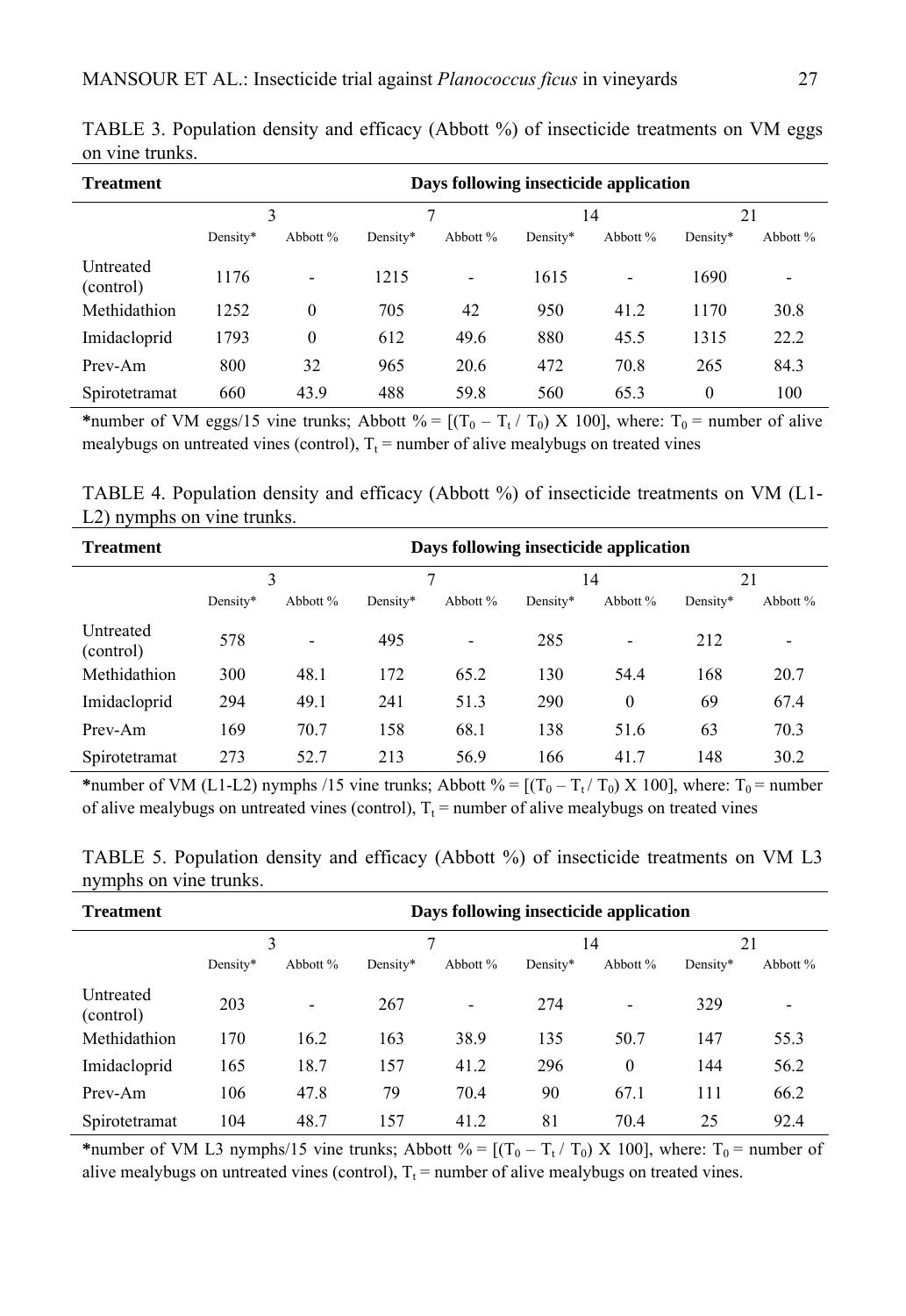TABLE 3. Population density and efficacy (Abbott %) of insecticide treatments on VM eggs on vine trunks.

| Treatment | Days following insecticide application | | | | | | | |
|---|---|---|---|---|---|---|---|---|
| | 3 | | 7 | | 14 | | 21 | |
| | Density* | Abbott % | Density* | Abbott % | Density* | Abbott % | Density* | Abbott % |
| Untreated (control) | 1176 | - | 1215 | - | 1615 | - | 1690 | - |
| Methidathion | 1252 | 0 | 705 | 42 | 950 | 41.2 | 1170 | 30.8 |
| Imidacloprid | 1793 | 0 | 612 | 49.6 | 880 | 45.5 | 1315 | 22.2 |
| Prev-Am | 800 | 32 | 965 | 20.6 | 472 | 70.8 | 265 | 84.3 |
| Spirotetramat | 660 | 43.9 | 488 | 59.8 | 560 | 65.3 | 0 | 100 |

*number of VM eggs/15 vine trunks; Abbott % = $[(T_0 - T_t / T_0) \times 100]$, where: $T_0$ = number of alive mealybugs on untreated vines (control), $T_t$ = number of alive mealybugs on treated vines

TABLE 4. Population density and efficacy (Abbott %) of insecticide treatments on VM (L1-L2) nymphs on vine trunks.

| Treatment | Days following insecticide application | | | | | | | |
|---|---|---|---|---|---|---|---|---|
| | 3 | | 7 | | 14 | | 21 | |
| | Density* | Abbott % | Density* | Abbott % | Density* | Abbott % | Density* | Abbott % |
| Untreated (control) | 578 | - | 495 | - | 285 | - | 212 | - |
| Methidathion | 300 | 48.1 | 172 | 65.2 | 130 | 54.4 | 168 | 20.7 |
| Imidacloprid | 294 | 49.1 | 241 | 51.3 | 290 | 0 | 69 | 67.4 |
| Prev-Am | 169 | 70.7 | 158 | 68.1 | 138 | 51.6 | 63 | 70.3 |
| Spirotetramat | 273 | 52.7 | 213 | 56.9 | 166 | 41.7 | 148 | 30.2 |

*number of VM (L1-L2) nymphs /15 vine trunks; Abbott % = $[(T_0 - T_t / T_0) \times 100]$, where: $T_0$ = number of alive mealybugs on untreated vines (control), $T_t$ = number of alive mealybugs on treated vines

TABLE 5. Population density and efficacy (Abbott %) of insecticide treatments on VM L3 nymphs on vine trunks.

| Treatment | Days following insecticide application | | | | | | | |
|---|---|---|---|---|---|---|---|---|
| | 3 | | 7 | | 14 | | 21 | |
| | Density* | Abbott % | Density* | Abbott % | Density* | Abbott % | Density* | Abbott % |
| Untreated (control) | 203 | - | 267 | - | 274 | - | 329 | - |
| Methidathion | 170 | 16.2 | 163 | 38.9 | 135 | 50.7 | 147 | 55.3 |
| Imidacloprid | 165 | 18.7 | 157 | 41.2 | 296 | 0 | 144 | 56.2 |
| Prev-Am | 106 | 47.8 | 79 | 70.4 | 90 | 67.1 | 111 | 66.2 |
| Spirotetramat | 104 | 48.7 | 157 | 41.2 | 81 | 70.4 | 25 | 92.4 |

*number of VM L3 nymphs/15 vine trunks; Abbott % = $[(T_0 - T_t / T_0) \times 100]$, where: $T_0$ = number of alive mealybugs on untreated vines (control), $T_t$ = number of alive mealybugs on treated vines.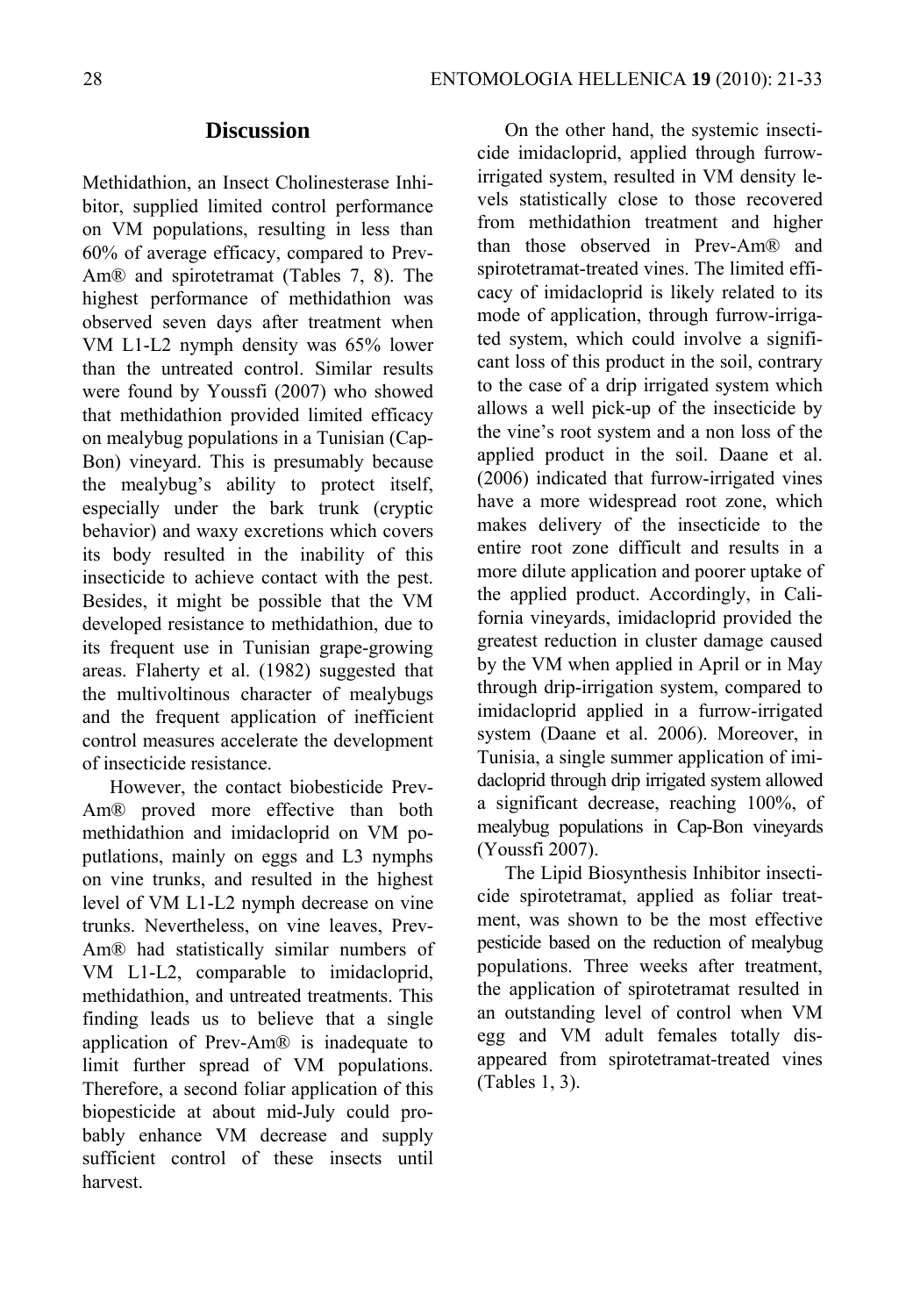## Discussion

Methidathion, an Insect Cholinesterase Inhibitor, supplied limited control performance on VM populations, resulting in less than 60% of average efficacy, compared to Prev-Am® and spirotetramat (Tables 7, 8). The highest performance of methidathion was observed seven days after treatment when VM L1-L2 nymph density was 65% lower than the untreated control. Similar results were found by Youssfi (2007) who showed that methidathion provided limited efficacy on mealybug populations in a Tunisian (Cap-Bon) vineyard. This is presumably because the mealybug's ability to protect itself, especially under the bark trunk (cryptic behavior) and waxy excretions which covers its body resulted in the inability of this insecticide to achieve contact with the pest. Besides, it might be possible that the VM developed resistance to methidathion, due to its frequent use in Tunisian grape-growing areas. Flaherty et al. (1982) suggested that the multivoltinous character of mealybugs and the frequent application of inefficient control measures accelerate the development of insecticide resistance.

However, the contact biobesticide Prev-Am® proved more effective than both methidathion and imidacloprid on VM poputlations, mainly on eggs and L3 nymphs on vine trunks, and resulted in the highest level of VM L1-L2 nymph decrease on vine trunks. Nevertheless, on vine leaves, Prev-Am® had statistically similar numbers of VM L1-L2, comparable to imidacloprid, methidathion, and untreated treatments. This finding leads us to believe that a single application of Prev-Am® is inadequate to limit further spread of VM populations. Therefore, a second foliar application of this biopesticide at about mid-July could probably enhance VM decrease and supply sufficient control of these insects until harvest.

On the other hand, the systemic insecticide imidacloprid, applied through furrow-irrigated system, resulted in VM density levels statistically close to those recovered from methidathion treatment and higher than those observed in Prev-Am® and spirotetramat-treated vines. The limited efficacy of imidacloprid is likely related to its mode of application, through furrow-irrigated system, which could involve a significant loss of this product in the soil, contrary to the case of a drip irrigated system which allows a well pick-up of the insecticide by the vine's root system and a non loss of the applied product in the soil. Daane et al. (2006) indicated that furrow-irrigated vines have a more widespread root zone, which makes delivery of the insecticide to the entire root zone difficult and results in a more dilute application and poorer uptake of the applied product. Accordingly, in California vineyards, imidacloprid provided the greatest reduction in cluster damage caused by the VM when applied in April or in May through drip-irrigation system, compared to imidacloprid applied in a furrow-irrigated system (Daane et al. 2006). Moreover, in Tunisia, a single summer application of imidacloprid through drip irrigated system allowed a significant decrease, reaching 100%, of mealybug populations in Cap-Bon vineyards (Youssfi 2007).

The Lipid Biosynthesis Inhibitor insecticide spirotetramat, applied as foliar treatment, was shown to be the most effective pesticide based on the reduction of mealybug populations. Three weeks after treatment, the application of spirotetramat resulted in an outstanding level of control when VM egg and VM adult females totally disappeared from spirotetramat-treated vines (Tables 1, 3).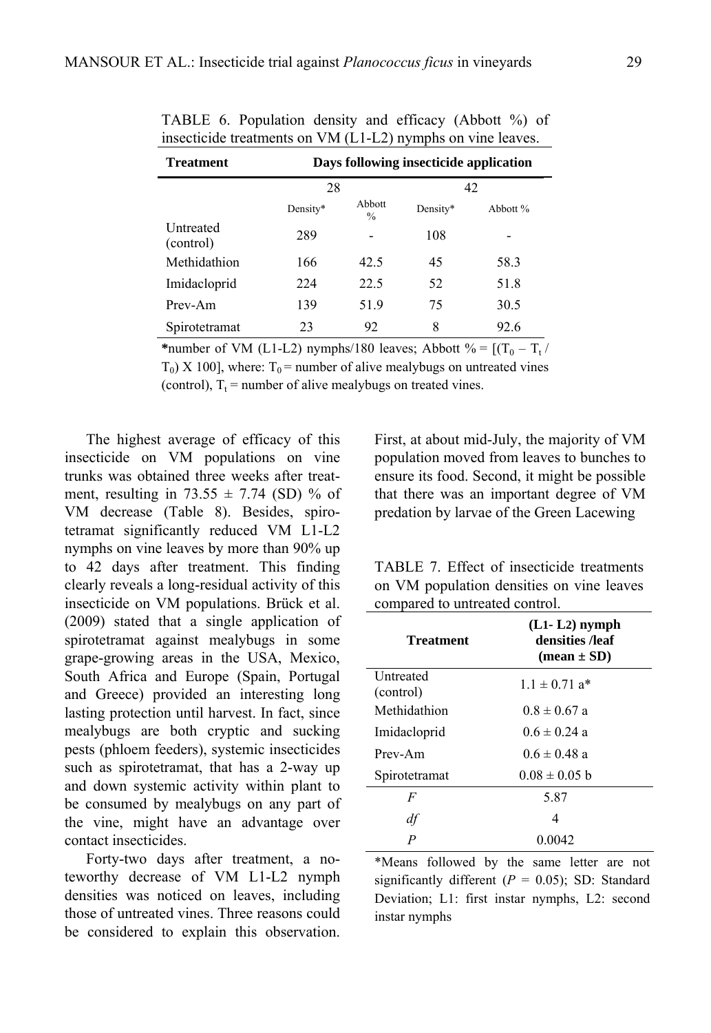TABLE 6. Population density and efficacy (Abbott %) of insecticide treatments on VM (L1-L2) nymphs on vine leaves.

| Treatment | Days following insecticide application | | | |
|---|---|---|---|---|
| | 28 | | 42 | |
| | Density* | Abbott % | Density* | Abbott % |
| Untreated (control) | 289 | - | 108 | - |
| Methidathion | 166 | 42.5 | 45 | 58.3 |
| Imidacloprid | 224 | 22.5 | 52 | 51.8 |
| Prev-Am | 139 | 51.9 | 75 | 30.5 |
| Spirotetramat | 23 | 92 | 8 | 92.6 |

*number of VM (L1-L2) nymphs/180 leaves; Abbott % = $[(T_0 - T_t / T_0) \times 100]$, where: $T_0$ = number of alive mealybugs on untreated vines (control), $T_t$ = number of alive mealybugs on treated vines.

The highest average of efficacy of this insecticide on VM populations on vine trunks was obtained three weeks after treatment, resulting in 73.55 ± 7.74 (SD) % of VM decrease (Table 8). Besides, spirotetramat significantly reduced VM L1-L2 nymphs on vine leaves by more than 90% up to 42 days after treatment. This finding clearly reveals a long-residual activity of this insecticide on VM populations. Brück et al. (2009) stated that a single application of spirotetramat against mealybugs in some grape-growing areas in the USA, Mexico, South Africa and Europe (Spain, Portugal and Greece) provided an interesting long lasting protection until harvest. In fact, since mealybugs are both cryptic and sucking pests (phloem feeders), systemic insecticides such as spirotetramat, that has a 2-way up and down systemic activity within plant to be consumed by mealybugs on any part of the vine, might have an advantage over contact insecticides.

Forty-two days after treatment, a noteworthy decrease of VM L1-L2 nymph densities was noticed on leaves, including those of untreated vines. Three reasons could be considered to explain this observation. First, at about mid-July, the majority of VM population moved from leaves to bunches to ensure its food. Second, it might be possible that there was an important degree of VM predation by larvae of the Green Lacewing

TABLE 7. Effect of insecticide treatments on VM population densities on vine leaves compared to untreated control.

| Treatment | (L1- L2) nymph densities /leaf (mean ± SD) |
|---|---|
| Untreated (control) | 1.1 ± 0.71 a* |
| Methidathion | 0.8 ± 0.67 a |
| Imidacloprid | 0.6 ± 0.24 a |
| Prev-Am | 0.6 ± 0.48 a |
| Spirotetramat | 0.08 ± 0.05 b |
| $F$ | 5.87 |
| $df$ | 4 |
| $P$ | 0.0042 |

*Means followed by the same letter are not significantly different ($P$ = 0.05); SD: Standard Deviation; L1: first instar nymphs, L2: second instar nymphs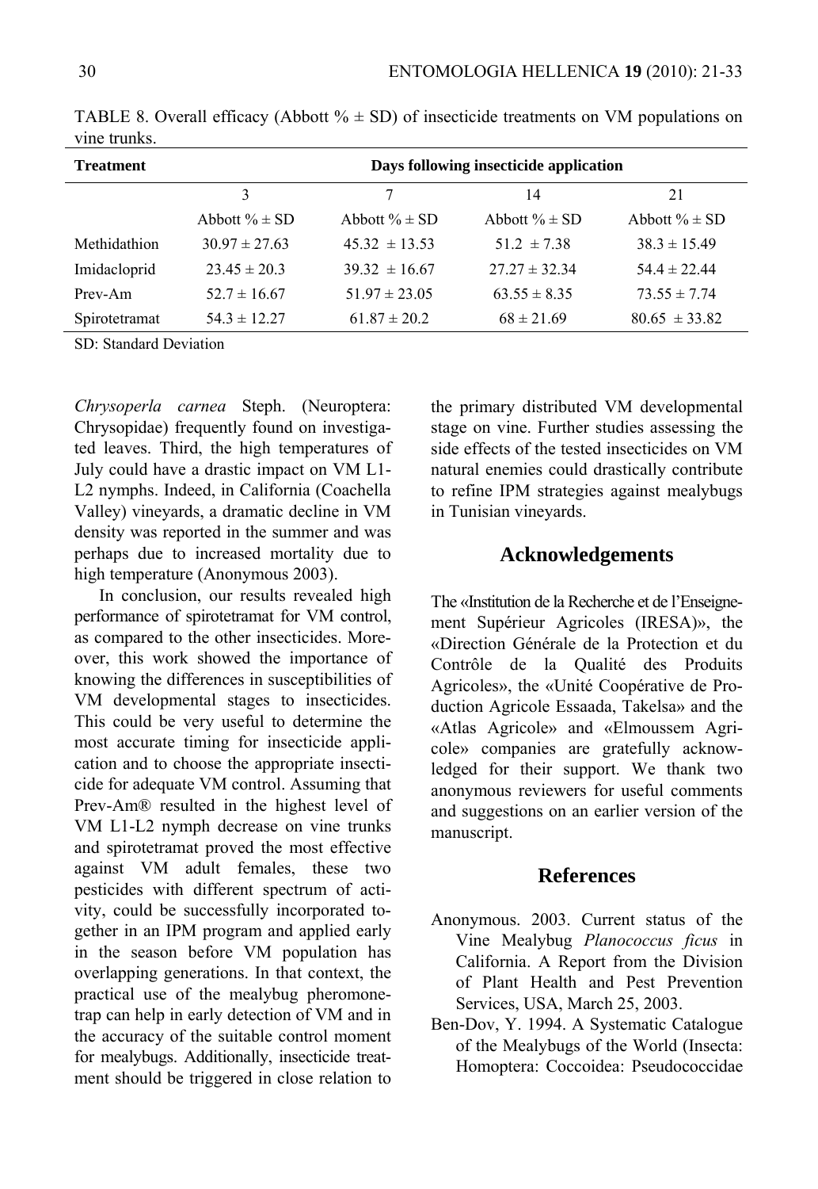TABLE 8. Overall efficacy (Abbott % ± SD) of insecticide treatments on VM populations on vine trunks.

| Treatment | Days following insecticide application | | | |
|---|---|---|---|---|
| | 3 | 7 | 14 | 21 |
| | Abbott % ± SD | Abbott % ± SD | Abbott % ± SD | Abbott % ± SD |
| Methidathion | 30.97 ± 27.63 | 45.32 ± 13.53 | 51.2 ± 7.38 | 38.3 ± 15.49 |
| Imidacloprid | 23.45 ± 20.3 | 39.32 ± 16.67 | 27.27 ± 32.34 | 54.4 ± 22.44 |
| Prev-Am | 52.7 ± 16.67 | 51.97 ± 23.05 | 63.55 ± 8.35 | 73.55 ± 7.74 |
| Spirotetramat | 54.3 ± 12.27 | 61.87 ± 20.2 | 68 ± 21.69 | 80.65 ± 33.82 |

SD: Standard Deviation

*Chrysoperla carnea* Steph. (Neuroptera: Chrysopidae) frequently found on investigated leaves. Third, the high temperatures of July could have a drastic impact on VM L1-L2 nymphs. Indeed, in California (Coachella Valley) vineyards, a dramatic decline in VM density was reported in the summer and was perhaps due to increased mortality due to high temperature (Anonymous 2003).

In conclusion, our results revealed high performance of spirotetramat for VM control, as compared to the other insecticides. Moreover, this work showed the importance of knowing the differences in susceptibilities of VM developmental stages to insecticides. This could be very useful to determine the most accurate timing for insecticide application and to choose the appropriate insecticide for adequate VM control. Assuming that Prev-Am® resulted in the highest level of VM L1-L2 nymph decrease on vine trunks and spirotetramat proved the most effective against VM adult females, these two pesticides with different spectrum of activity, could be successfully incorporated together in an IPM program and applied early in the season before VM population has overlapping generations. In that context, the practical use of the mealybug pheromone-trap can help in early detection of VM and in the accuracy of the suitable control moment for mealybugs. Additionally, insecticide treatment should be triggered in close relation to the primary distributed VM developmental stage on vine. Further studies assessing the side effects of the tested insecticides on VM natural enemies could drastically contribute to refine IPM strategies against mealybugs in Tunisian vineyards.

## Acknowledgements

The «Institution de la Recherche et de l'Enseignement Supérieur Agricoles (IRESA)», the «Direction Générale de la Protection et du Contrôle de la Qualité des Produits Agricoles», the «Unité Coopérative de Production Agricole Essaada, Takelsa» and the «Atlas Agricole» and «Elmoussem Agricole» companies are gratefully acknowledged for their support. We thank two anonymous reviewers for useful comments and suggestions on an earlier version of the manuscript.

## References

Anonymous. 2003. Current status of the Vine Mealybug *Planococcus ficus* in California. A Report from the Division of Plant Health and Pest Prevention Services, USA, March 25, 2003.

Ben-Dov, Y. 1994. A Systematic Catalogue of the Mealybugs of the World (Insecta: Homoptera: Coccoidea: Pseudococcidae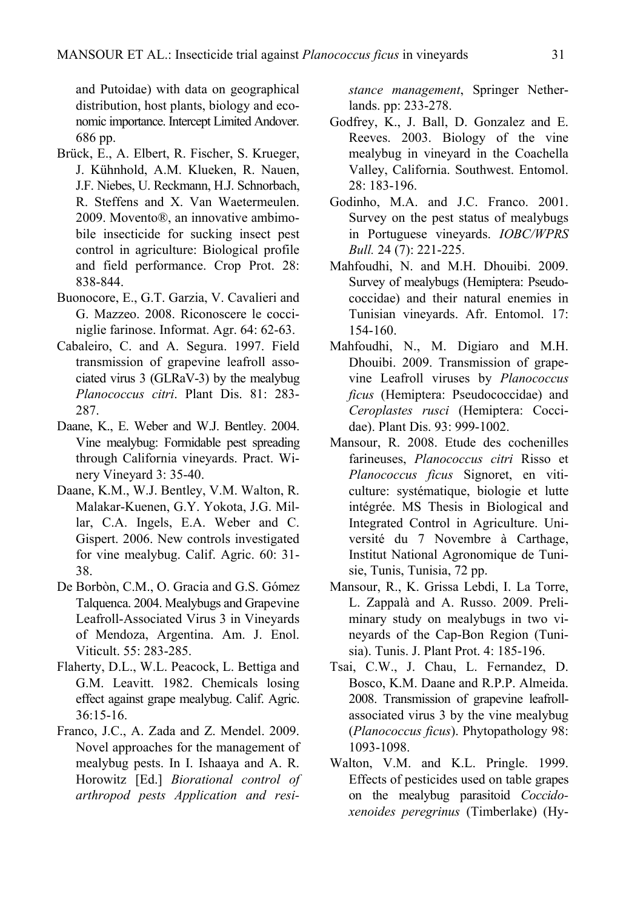and Putoidae) with data on geographical distribution, host plants, biology and economic importance. Intercept Limited Andover. 686 pp.

Brück, E., A. Elbert, R. Fischer, S. Krueger, J. Kühnhold, A.M. Klueken, R. Nauen, J.F. Niebes, U. Reckmann, H.J. Schnorbach, R. Steffens and X. Van Waetermeulen. 2009. Movento®, an innovative ambimobile insecticide for sucking insect pest control in agriculture: Biological profile and field performance. Crop Prot. 28: 838-844.

Buonocore, E., G.T. Garzia, V. Cavalieri and G. Mazzeo. 2008. Riconoscere le cocciniglie farinose. Informat. Agr. 64: 62-63.

Cabaleiro, C. and A. Segura. 1997. Field transmission of grapevine leafroll associated virus 3 (GLRaV-3) by the mealybug *Planococcus citri*. Plant Dis. 81: 283-287.

Daane, K., E. Weber and W.J. Bentley. 2004. Vine mealybug: Formidable pest spreading through California vineyards. Pract. Winery Vineyard 3: 35-40.

Daane, K.M., W.J. Bentley, V.M. Walton, R. Malakar-Kuenen, G.Y. Yokota, J.G. Millar, C.A. Ingels, E.A. Weber and C. Gispert. 2006. New controls investigated for vine mealybug. Calif. Agric. 60: 31-38.

De Borbòn, C.M., O. Gracia and G.S. Gómez Talquenca. 2004. Mealybugs and Grapevine Leafroll-Associated Virus 3 in Vineyards of Mendoza, Argentina. Am. J. Enol. Viticult. 55: 283-285.

Flaherty, D.L., W.L. Peacock, L. Bettiga and G.M. Leavitt. 1982. Chemicals losing effect against grape mealybug. Calif. Agric. 36:15-16.

Franco, J.C., A. Zada and Z. Mendel. 2009. Novel approaches for the management of mealybug pests. In I. Ishaaya and A. R. Horowitz [Ed.] *Biorational control of arthropod pests Application and resistance management*, Springer Netherlands. pp: 233-278.

Godfrey, K., J. Ball, D. Gonzalez and E. Reeves. 2003. Biology of the vine mealybug in vineyard in the Coachella Valley, California. Southwest. Entomol. 28: 183-196.

Godinho, M.A. and J.C. Franco. 2001. Survey on the pest status of mealybugs in Portuguese vineyards. *IOBC/WPRS Bull.* 24 (7): 221-225.

Mahfoudhi, N. and M.H. Dhouibi. 2009. Survey of mealybugs (Hemiptera: Pseudococcidae) and their natural enemies in Tunisian vineyards. Afr. Entomol. 17: 154-160.

Mahfoudhi, N., M. Digiaro and M.H. Dhouibi. 2009. Transmission of grapevine Leafroll viruses by *Planococcus ficus* (Hemiptera: Pseudococcidae) and *Ceroplastes rusci* (Hemiptera: Coccidae). Plant Dis. 93: 999-1002.

Mansour, R. 2008. Etude des cochenilles farineuses, *Planococcus citri* Risso et *Planococcus ficus* Signoret, en viticulture: systématique, biologie et lutte intégrée. MS Thesis in Biological and Integrated Control in Agriculture. Université du 7 Novembre à Carthage, Institut National Agronomique de Tunisie, Tunis, Tunisia, 72 pp.

Mansour, R., K. Grissa Lebdi, I. La Torre, L. Zappalà and A. Russo. 2009. Preliminary study on mealybugs in two vineyards of the Cap-Bon Region (Tunisia). Tunis. J. Plant Prot. 4: 185-196.

Tsai, C.W., J. Chau, L. Fernandez, D. Bosco, K.M. Daane and R.P.P. Almeida. 2008. Transmission of grapevine leafroll-associated virus 3 by the vine mealybug (*Planococcus ficus*). Phytopathology 98: 1093-1098.

Walton, V.M. and K.L. Pringle. 1999. Effects of pesticides used on table grapes on the mealybug parasitoid *Coccidoxenoides peregrinus* (Timberlake) (Hy-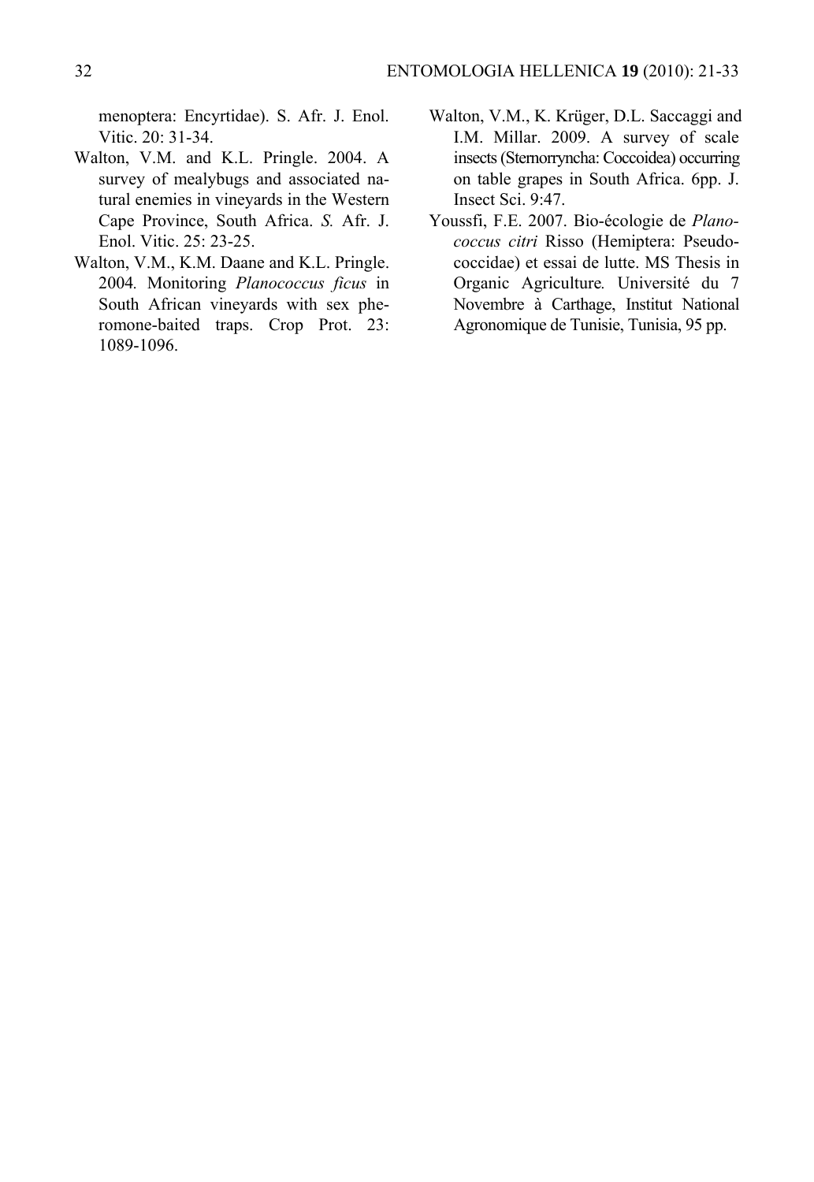menoptera: Encyrtidae). S. Afr. J. Enol. Vitic. 20: 31-34.

Walton, V.M. and K.L. Pringle. 2004. A survey of mealybugs and associated natural enemies in vineyards in the Western Cape Province, South Africa. *S.* Afr. J. Enol. Vitic. 25: 23-25.

Walton, V.M., K.M. Daane and K.L. Pringle. 2004. Monitoring *Planococcus ficus* in South African vineyards with sex pheromone-baited traps. Crop Prot. 23: 1089-1096.

Walton, V.M., K. Krüger, D.L. Saccaggi and I.M. Millar. 2009. A survey of scale insects (Sternorryncha: Coccoidea) occurring on table grapes in South Africa. 6pp. J. Insect Sci. 9:47.

Youssfi, F.E. 2007. Bio-écologie de *Planococcus citri* Risso (Hemiptera: Pseudococcidae) et essai de lutte. MS Thesis in Organic Agriculture. Université du 7 Novembre à Carthage, Institut National Agronomique de Tunisie, Tunisia, 95 pp.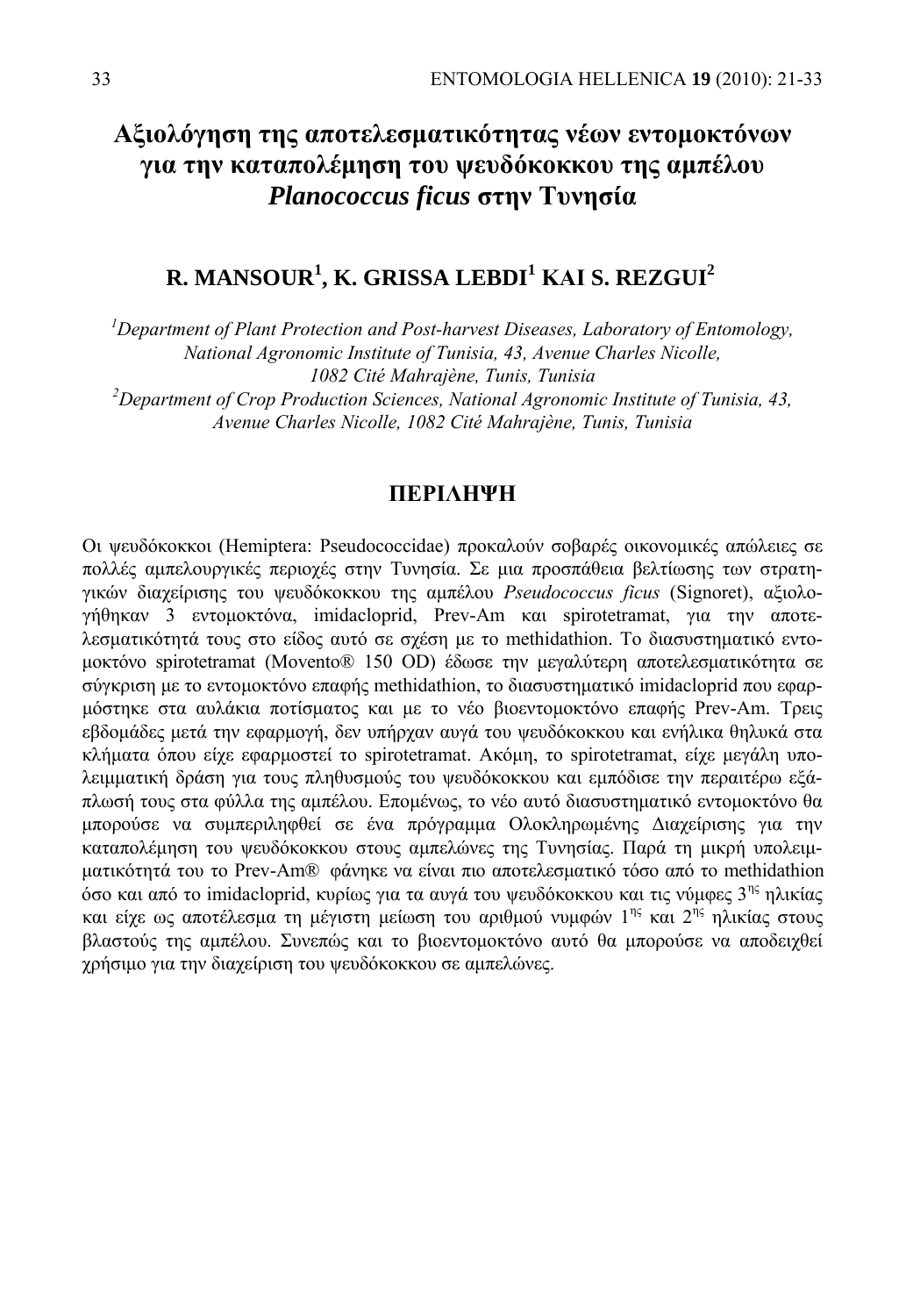# Αξιολόγηση της αποτελεσματικότητας νέων εντομοκτόνων για την καταπολέμηση του ψευδόκοκκου της αμπέλου *Planococcus ficus* στην Τυνησία

**R. MANSOUR[1], K. GRISSA LEBDI[1] ΚΑΙ S. REZGUI[2]**

[1]*Department of Plant Protection and Post-harvest Diseases, Laboratory of Entomology, National Agronomic Institute of Tunisia, 43, Avenue Charles Nicolle, 1082 Cité Mahrajène, Tunis, Tunisia*

[2]*Department of Crop Production Sciences, National Agronomic Institute of Tunisia, 43, Avenue Charles Nicolle, 1082 Cité Mahrajène, Tunis, Tunisia*

## ΠΕΡΙΛΗΨΗ

Οι ψευδόκοκκοι (Hemiptera: Pseudococcidae) προκαλούν σοβαρές οικονομικές απώλειες σε πολλές αμπελουργικές περιοχές στην Τυνησία. Σε μια προσπάθεια βελτίωσης των στρατηγικών διαχείρισης του ψευδόκοκκου της αμπέλου *Pseudococcus ficus* (Signoret), αξιολογήθηκαν 3 εντομοκτόνα, imidacloprid, Prev-Am και spirotetramat, για την αποτελεσματικότητά τους στο είδος αυτό σε σχέση με το methidathion. Το διασυστηματικό εντομοκτόνο spirotetramat (Movento® 150 OD) έδωσε την μεγαλύτερη αποτελεσματικότητα σε σύγκριση με το εντομοκτόνο επαφής methidathion, το διασυστηματικό imidacloprid που εφαρμόστηκε στα αυλάκια ποτίσματος και με το νέο βιοεντομοκτόνο επαφής Prev-Am. Τρεις εβδομάδες μετά την εφαρμογή, δεν υπήρχαν αυγά του ψευδόκοκκου και ενήλικα θηλυκά στα κλήματα όπου είχε εφαρμοστεί το spirotetramat. Ακόμη, το spirotetramat, είχε μεγάλη υπολειμματική δράση για τους πληθυσμούς του ψευδόκοκκου και εμπόδισε την περαιτέρω εξάπλωσή τους στα φύλλα της αμπέλου. Επομένως, το νέο αυτό διασυστηματικό εντομοκτόνο θα μπορούσε να συμπεριληφθεί σε ένα πρόγραμμα Ολοκληρωμένης Διαχείρισης για την καταπολέμηση του ψευδόκοκκου στους αμπελώνες της Τυνησίας. Παρά τη μικρή υπολειμματικότητά του το Prev-Am® φάνηκε να είναι πιο αποτελεσματικό τόσο από το methidathion όσο και από το imidacloprid, κυρίως για τα αυγά του ψευδόκοκκου και τις νύμφες 3ης ηλικίας και είχε ως αποτέλεσμα τη μέγιστη μείωση του αριθμού νυμφών 1ης και 2ης ηλικίας στους βλαστούς της αμπέλου. Συνεπώς και το βιοεντομοκτόνο αυτό θα μπορούσε να αποδειχθεί χρήσιμο για την διαχείριση του ψευδόκοκκου σε αμπελώνες.